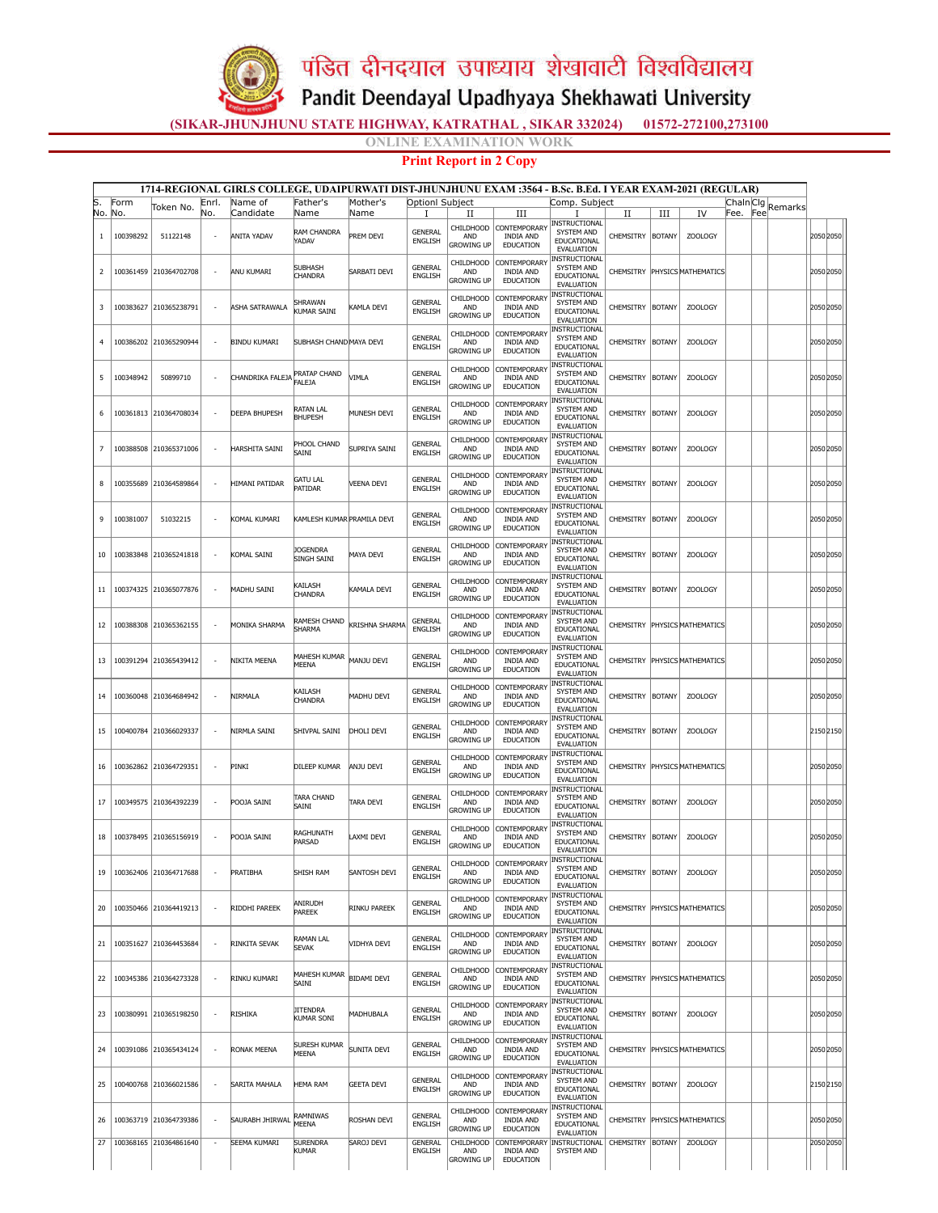# पंडित दीनदयाल उपाध्याय शेखावाटी विश्वविद्यालय

# Pandit Deendayal Upadhyaya Shekhawati University

**(SIKAR-JHUNJHUNU STATE HIGHWAY, KATRATHAL , SIKAR 332024) 01572-272100,273100**

**ONLINE EXAMINATION WORK**

**Print Report in 2 Copy**

**1714-REGIONAL GIRLS COLLEGE, UDAIPURWATI DIST-JHUNJHUNU EXAM :3564 - B.Sc. B.Ed. I YEAR EXAM-2021 (REGULAR)**

| S. No. | Form No. | Token No. | Enrl. No. | Name of Candidate | Father's Name | Mother's Name | Optionl Subject I | II | III | Comp. Subject I | II | III | IV | Chaln Fee. | Clg Fee | Remarks | | |
|---|---|---|---|---|---|---|---|---|---|---|---|---|---|---|---|---|---|---|
| 1 | 100398292 | 51122148 | - | ANITA YADAV | RAM CHANDRA YADAV | PREM DEVI | GENERAL ENGLISH | CHILDHOOD AND GROWING UP | CONTEMPORARY INDIA AND EDUCATION | INSTRUCTIONAL SYSTEM AND EDUCATIONAL EVALUATION | CHEMSITRY | BOTANY | ZOOLOGY | | | | 2050 | 2050 |
| 2 | 100361459 | 210364702708 | - | ANU KUMARI | SUBHASH CHANDRA | SARBATI DEVI | GENERAL ENGLISH | CHILDHOOD AND GROWING UP | CONTEMPORARY INDIA AND EDUCATION | INSTRUCTIONAL SYSTEM AND EDUCATIONAL EVALUATION | CHEMSITRY | PHYSICS | MATHEMATICS | | | | 2050 | 2050 |
| 3 | 100383627 | 210365238791 | - | ASHA SATRAWALA | SHRAWAN KUMAR SAINI | KAMLA DEVI | GENERAL ENGLISH | CHILDHOOD AND GROWING UP | CONTEMPORARY INDIA AND EDUCATION | INSTRUCTIONAL SYSTEM AND EDUCATIONAL EVALUATION | CHEMSITRY | BOTANY | ZOOLOGY | | | | 2050 | 2050 |
| 4 | 100386202 | 210365290944 | - | BINDU KUMARI | SUBHASH CHAND | MAYA DEVI | GENERAL ENGLISH | CHILDHOOD AND GROWING UP | CONTEMPORARY INDIA AND EDUCATION | INSTRUCTIONAL SYSTEM AND EDUCATIONAL EVALUATION | CHEMSITRY | BOTANY | ZOOLOGY | | | | 2050 | 2050 |
| 5 | 100348942 | 50899710 | - | CHANDRIKA FALEJA | PRATAP CHAND FALEJA | VIMLA | GENERAL ENGLISH | CHILDHOOD AND GROWING UP | CONTEMPORARY INDIA AND EDUCATION | INSTRUCTIONAL SYSTEM AND EDUCATIONAL EVALUATION | CHEMSITRY | BOTANY | ZOOLOGY | | | | 2050 | 2050 |
| 6 | 100361813 | 210364708034 | - | DEEPA BHUPESH | RATAN LAL BHUPESH | MUNESH DEVI | GENERAL ENGLISH | CHILDHOOD AND GROWING UP | CONTEMPORARY INDIA AND EDUCATION | INSTRUCTIONAL SYSTEM AND EDUCATIONAL EVALUATION | CHEMSITRY | BOTANY | ZOOLOGY | | | | 2050 | 2050 |
| 7 | 100388508 | 210365371006 | - | HARSHITA SAINI | PHOOL CHAND SAINI | SUPRIYA SAINI | GENERAL ENGLISH | CHILDHOOD AND GROWING UP | CONTEMPORARY INDIA AND EDUCATION | INSTRUCTIONAL SYSTEM AND EDUCATIONAL EVALUATION | CHEMSITRY | BOTANY | ZOOLOGY | | | | 2050 | 2050 |
| 8 | 100355689 | 210364589864 | - | HIMANI PATIDAR | GATU LAL PATIDAR | VEENA DEVI | GENERAL ENGLISH | CHILDHOOD AND GROWING UP | CONTEMPORARY INDIA AND EDUCATION | INSTRUCTIONAL SYSTEM AND EDUCATIONAL EVALUATION | CHEMSITRY | BOTANY | ZOOLOGY | | | | 2050 | 2050 |
| 9 | 100381007 | 51032215 | - | KOMAL KUMARI | KAMLESH KUMAR | PRAMILA DEVI | GENERAL ENGLISH | CHILDHOOD AND GROWING UP | CONTEMPORARY INDIA AND EDUCATION | INSTRUCTIONAL SYSTEM AND EDUCATIONAL EVALUATION | CHEMSITRY | BOTANY | ZOOLOGY | | | | 2050 | 2050 |
| 10 | 100383848 | 210365241818 | - | KOMAL SAINI | JOGENDRA SINGH SAINI | MAYA DEVI | GENERAL ENGLISH | CHILDHOOD AND GROWING UP | CONTEMPORARY INDIA AND EDUCATION | INSTRUCTIONAL SYSTEM AND EDUCATIONAL EVALUATION | CHEMSITRY | BOTANY | ZOOLOGY | | | | 2050 | 2050 |
| 11 | 100374325 | 210365077876 | - | MADHU SAINI | KAILASH CHANDRA | KAMALA DEVI | GENERAL ENGLISH | CHILDHOOD AND GROWING UP | CONTEMPORARY INDIA AND EDUCATION | INSTRUCTIONAL SYSTEM AND EDUCATIONAL EVALUATION | CHEMSITRY | BOTANY | ZOOLOGY | | | | 2050 | 2050 |
| 12 | 100388308 | 210365362155 | - | MONIKA SHARMA | RAMESH CHAND SHARMA | KRISHNA SHARMA | GENERAL ENGLISH | CHILDHOOD AND GROWING UP | CONTEMPORARY INDIA AND EDUCATION | INSTRUCTIONAL SYSTEM AND EDUCATIONAL EVALUATION | CHEMSITRY | PHYSICS | MATHEMATICS | | | | 2050 | 2050 |
| 13 | 100391294 | 210365439412 | - | NIKITA MEENA | MAHESH KUMAR MEENA | MANJU DEVI | GENERAL ENGLISH | CHILDHOOD AND GROWING UP | CONTEMPORARY INDIA AND EDUCATION | INSTRUCTIONAL SYSTEM AND EDUCATIONAL EVALUATION | CHEMSITRY | PHYSICS | MATHEMATICS | | | | 2050 | 2050 |
| 14 | 100360048 | 210364684942 | - | NIRMALA | KAILASH CHANDRA | MADHU DEVI | GENERAL ENGLISH | CHILDHOOD AND GROWING UP | CONTEMPORARY INDIA AND EDUCATION | INSTRUCTIONAL SYSTEM AND EDUCATIONAL EVALUATION | CHEMSITRY | BOTANY | ZOOLOGY | | | | 2050 | 2050 |
| 15 | 100400784 | 210366029337 | - | NIRMLA SAINI | SHIVPAL SAINI | DHOLI DEVI | GENERAL ENGLISH | CHILDHOOD AND GROWING UP | CONTEMPORARY INDIA AND EDUCATION | INSTRUCTIONAL SYSTEM AND EDUCATIONAL EVALUATION | CHEMSITRY | BOTANY | ZOOLOGY | | | | 2150 | 2150 |
| 16 | 100362862 | 210364729351 | - | PINKI | DILEEP KUMAR | ANJU DEVI | GENERAL ENGLISH | CHILDHOOD AND GROWING UP | CONTEMPORARY INDIA AND EDUCATION | INSTRUCTIONAL SYSTEM AND EDUCATIONAL EVALUATION | CHEMSITRY | PHYSICS | MATHEMATICS | | | | 2050 | 2050 |
| 17 | 100349575 | 210364392239 | - | POOJA SAINI | TARA CHAND SAINI | TARA DEVI | GENERAL ENGLISH | CHILDHOOD AND GROWING UP | CONTEMPORARY INDIA AND EDUCATION | INSTRUCTIONAL SYSTEM AND EDUCATIONAL EVALUATION | CHEMSITRY | BOTANY | ZOOLOGY | | | | 2050 | 2050 |
| 18 | 100378495 | 210365156919 | - | POOJA SAINI | RAGHUNATH PARSAD | LAXMI DEVI | GENERAL ENGLISH | CHILDHOOD AND GROWING UP | CONTEMPORARY INDIA AND EDUCATION | INSTRUCTIONAL SYSTEM AND EDUCATIONAL EVALUATION | CHEMSITRY | BOTANY | ZOOLOGY | | | | 2050 | 2050 |
| 19 | 100362406 | 210364717688 | - | PRATIBHA | SHISH RAM | SANTOSH DEVI | GENERAL ENGLISH | CHILDHOOD AND GROWING UP | CONTEMPORARY INDIA AND EDUCATION | INSTRUCTIONAL SYSTEM AND EDUCATIONAL EVALUATION | CHEMSITRY | BOTANY | ZOOLOGY | | | | 2050 | 2050 |
| 20 | 100350466 | 210364419213 | - | RIDDHI PAREEK | ANIRUDH PAREEK | RINKU PAREEK | GENERAL ENGLISH | CHILDHOOD AND GROWING UP | CONTEMPORARY INDIA AND EDUCATION | INSTRUCTIONAL SYSTEM AND EDUCATIONAL EVALUATION | CHEMSITRY | PHYSICS | MATHEMATICS | | | | 2050 | 2050 |
| 21 | 100351627 | 210364453684 | - | RINKITA SEVAK | RAMAN LAL SEVAK | VIDHYA DEVI | GENERAL ENGLISH | CHILDHOOD AND GROWING UP | CONTEMPORARY INDIA AND EDUCATION | INSTRUCTIONAL SYSTEM AND EDUCATIONAL EVALUATION | CHEMSITRY | BOTANY | ZOOLOGY | | | | 2050 | 2050 |
| 22 | 100345386 | 210364273328 | - | RINKU KUMARI | MAHESH KUMAR SAINI | BIDAMI DEVI | GENERAL ENGLISH | CHILDHOOD AND GROWING UP | CONTEMPORARY INDIA AND EDUCATION | INSTRUCTIONAL SYSTEM AND EDUCATIONAL EVALUATION | CHEMSITRY | PHYSICS | MATHEMATICS | | | | 2050 | 2050 |
| 23 | 100380991 | 210365198250 | - | RISHIKA | JITENDRA KUMAR SONI | MADHUBALA | GENERAL ENGLISH | CHILDHOOD AND GROWING UP | CONTEMPORARY INDIA AND EDUCATION | INSTRUCTIONAL SYSTEM AND EDUCATIONAL EVALUATION | CHEMSITRY | BOTANY | ZOOLOGY | | | | 2050 | 2050 |
| 24 | 100391086 | 210365434124 | - | RONAK MEENA | SURESH KUMAR MEENA | SUNITA DEVI | GENERAL ENGLISH | CHILDHOOD AND GROWING UP | CONTEMPORARY INDIA AND EDUCATION | INSTRUCTIONAL SYSTEM AND EDUCATIONAL EVALUATION | CHEMSITRY | PHYSICS | MATHEMATICS | | | | 2050 | 2050 |
| 25 | 100400768 | 210366021586 | - | SARITA MAHALA | HEMA RAM | GEETA DEVI | GENERAL ENGLISH | CHILDHOOD AND GROWING UP | CONTEMPORARY INDIA AND EDUCATION | INSTRUCTIONAL SYSTEM AND EDUCATIONAL EVALUATION | CHEMSITRY | BOTANY | ZOOLOGY | | | | 2150 | 2150 |
| 26 | 100363719 | 210364739386 | - | SAURABH JHIRWAL | RAMNIWAS MEENA | ROSHAN DEVI | GENERAL ENGLISH | CHILDHOOD AND GROWING UP | CONTEMPORARY INDIA AND EDUCATION | INSTRUCTIONAL SYSTEM AND EDUCATIONAL EVALUATION | CHEMSITRY | PHYSICS | MATHEMATICS | | | | 2050 | 2050 |
| 27 | 100368165 | 210364861640 | - | SEEMA KUMARI | SURENDRA KUMAR | SAROJ DEVI | GENERAL ENGLISH | CHILDHOOD AND GROWING UP | CONTEMPORARY INDIA AND EDUCATION | INSTRUCTIONAL SYSTEM AND | CHEMSITRY | BOTANY | ZOOLOGY | | | | 2050 | 2050 |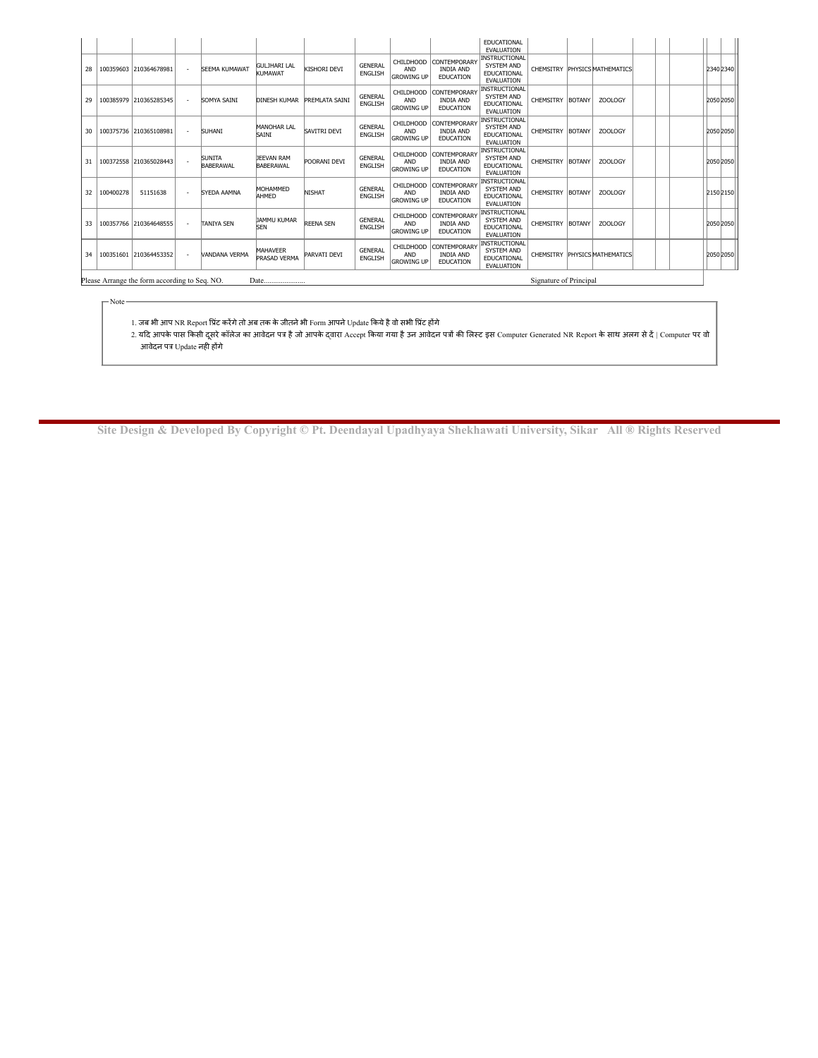| | | | | | | | | | | | | | | | | | | | |
|---|---|---|---|---|---|---|---|---|---|---|---|---|---|---|---|---|---|---|---|
| | | | | | | | | | | EDUCATIONAL EVALUATION | | | | | | | | | |
| 28 | 100359603 | 210364678981 | - | SEEMA KUMAWAT | GULJHARI LAL KUMAWAT | KISHORI DEVI | GENERAL ENGLISH | CHILDHOOD AND GROWING UP | CONTEMPORARY INDIA AND EDUCATION | INSTRUCTIONAL SYSTEM AND EDUCATIONAL EVALUATION | CHEMSITRY | PHYSICS | MATHEMATICS | | | | | 2340 | 2340 |
| 29 | 100385979 | 210365285345 | - | SOMYA SAINI | DINESH KUMAR | PREMLATA SAINI | GENERAL ENGLISH | CHILDHOOD AND GROWING UP | CONTEMPORARY INDIA AND EDUCATION | INSTRUCTIONAL SYSTEM AND EDUCATIONAL EVALUATION | CHEMSITRY | BOTANY | ZOOLOGY | | | | | 2050 | 2050 |
| 30 | 100375736 | 210365108981 | - | SUHANI | MANOHAR LAL SAINI | SAVITRI DEVI | GENERAL ENGLISH | CHILDHOOD AND GROWING UP | CONTEMPORARY INDIA AND EDUCATION | INSTRUCTIONAL SYSTEM AND EDUCATIONAL EVALUATION | CHEMSITRY | BOTANY | ZOOLOGY | | | | | 2050 | 2050 |
| 31 | 100372558 | 210365028443 | - | SUNITA BABERAWAL | JEEVAN RAM BABERAWAL | POORANI DEVI | GENERAL ENGLISH | CHILDHOOD AND GROWING UP | CONTEMPORARY INDIA AND EDUCATION | INSTRUCTIONAL SYSTEM AND EDUCATIONAL EVALUATION | CHEMSITRY | BOTANY | ZOOLOGY | | | | | 2050 | 2050 |
| 32 | 100400278 | 51151638 | - | SYEDA AAMNA | MOHAMMED AHMED | NISHAT | GENERAL ENGLISH | CHILDHOOD AND GROWING UP | CONTEMPORARY INDIA AND EDUCATION | INSTRUCTIONAL SYSTEM AND EDUCATIONAL EVALUATION | CHEMSITRY | BOTANY | ZOOLOGY | | | | | 2150 | 2150 |
| 33 | 100357766 | 210364648555 | - | TANIYA SEN | JAMMU KUMAR SEN | REENA SEN | GENERAL ENGLISH | CHILDHOOD AND GROWING UP | CONTEMPORARY INDIA AND EDUCATION | INSTRUCTIONAL SYSTEM AND EDUCATIONAL EVALUATION | CHEMSITRY | BOTANY | ZOOLOGY | | | | | 2050 | 2050 |
| 34 | 100351601 | 210364453352 | - | VANDANA VERMA | MAHAVEER PRASAD VERMA | PARVATI DEVI | GENERAL ENGLISH | CHILDHOOD AND GROWING UP | CONTEMPORARY INDIA AND EDUCATION | INSTRUCTIONAL SYSTEM AND EDUCATIONAL EVALUATION | CHEMSITRY | PHYSICS | MATHEMATICS | | | | | 2050 | 2050 |

Please Arrange the form according to Seq. NO. Date...................... Signature of Principal

Note

1. जब भी आप NR Report प्रिंट करेंगे तो अब तक के जीतने भी Form आपने Update किये है वो सभी प्रिंट होंगे
2. यदि आपके पास किसी दूसरे कॉलेज का आवेदन पत्र है जो आपके द्वारा Accept किया गया है उन आवेदन पत्रों की लिस्ट इस Computer Generated NR Report के साथ अलग से दें | Computer पर वो आवेदन पत्र Update नही होंगे

Site Design & Developed By Copyright © Pt. Deendayal Upadhyaya Shekhawati University, Sikar All ® Rights Reserved